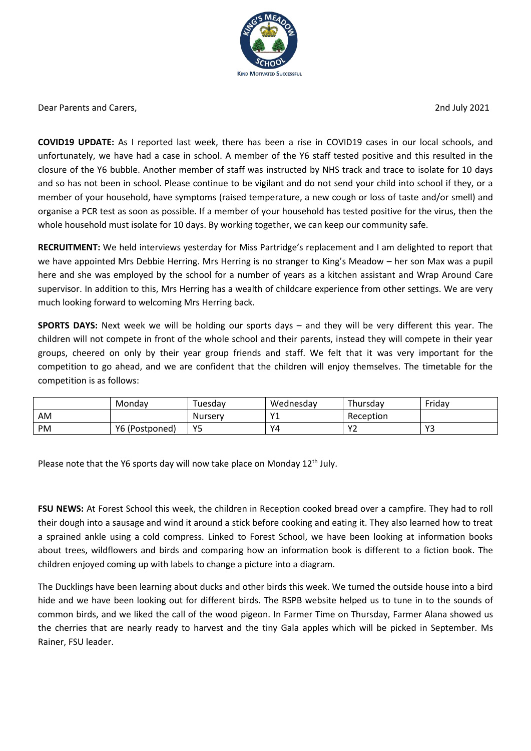Dear Parents and Carers,

2nd July 2021

**COVID19 UPDATE:** As I reported last week, there has been a rise in COVID19 cases in our local schools, and unfortunately, we have had a case in school. A member of the Y6 staff tested positive and this resulted in the closure of the Y6 bubble. Another member of staff was instructed by NHS track and trace to isolate for 10 days and so has not been in school. Please continue to be vigilant and do not send your child into school if they, or a member of your household, have symptoms (raised temperature, a new cough or loss of taste and/or smell) and organise a PCR test as soon as possible. If a member of your household has tested positive for the virus, then the whole household must isolate for 10 days. By working together, we can keep our community safe.

**RECRUITMENT:** We held interviews yesterday for Miss Partridge's replacement and I am delighted to report that we have appointed Mrs Debbie Herring. Mrs Herring is no stranger to King's Meadow – her son Max was a pupil here and she was employed by the school for a number of years as a kitchen assistant and Wrap Around Care supervisor. In addition to this, Mrs Herring has a wealth of childcare experience from other settings. We are very much looking forward to welcoming Mrs Herring back.

**SPORTS DAYS:** Next week we will be holding our sports days – and they will be very different this year. The children will not compete in front of the whole school and their parents, instead they will compete in their year groups, cheered on only by their year group friends and staff. We felt that it was very important for the competition to go ahead, and we are confident that the children will enjoy themselves. The timetable for the competition is as follows:

| | Monday | Tuesday | Wednesday | Thursday | Friday |
|---|---|---|---|---|---|
| AM | | Nursery | Y1 | Reception | |
| PM | Y6 (Postponed) | Y5 | Y4 | Y2 | Y3 |

Please note that the Y6 sports day will now take place on Monday 12th July.

**FSU NEWS:** At Forest School this week, the children in Reception cooked bread over a campfire. They had to roll their dough into a sausage and wind it around a stick before cooking and eating it. They also learned how to treat a sprained ankle using a cold compress. Linked to Forest School, we have been looking at information books about trees, wildflowers and birds and comparing how an information book is different to a fiction book. The children enjoyed coming up with labels to change a picture into a diagram.

The Ducklings have been learning about ducks and other birds this week. We turned the outside house into a bird hide and we have been looking out for different birds. The RSPB website helped us to tune in to the sounds of common birds, and we liked the call of the wood pigeon. In Farmer Time on Thursday, Farmer Alana showed us the cherries that are nearly ready to harvest and the tiny Gala apples which will be picked in September. Ms Rainer, FSU leader.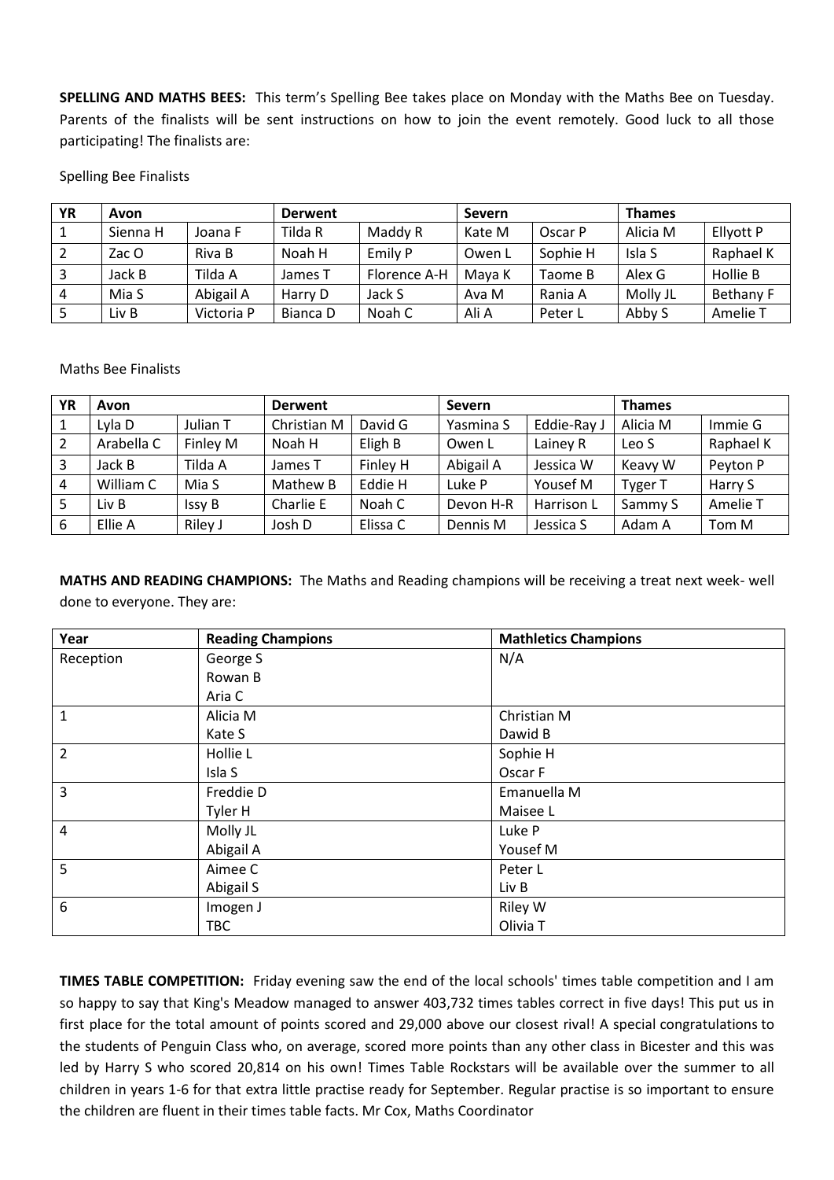**SPELLING AND MATHS BEES:** This term's Spelling Bee takes place on Monday with the Maths Bee on Tuesday. Parents of the finalists will be sent instructions on how to join the event remotely. Good luck to all those participating! The finalists are:

Spelling Bee Finalists

| YR | Avon | | Derwent | | Severn | | Thames | |
|---|---|---|---|---|---|---|---|---|
| 1 | Sienna H | Joana F | Tilda R | Maddy R | Kate M | Oscar P | Alicia M | Ellyott P |
| 2 | Zac O | Riva B | Noah H | Emily P | Owen L | Sophie H | Isla S | Raphael K |
| 3 | Jack B | Tilda A | James T | Florence A-H | Maya K | Taome B | Alex G | Hollie B |
| 4 | Mia S | Abigail A | Harry D | Jack S | Ava M | Rania A | Molly JL | Bethany F |
| 5 | Liv B | Victoria P | Bianca D | Noah C | Ali A | Peter L | Abby S | Amelie T |

Maths Bee Finalists

| YR | Avon | | Derwent | | Severn | | Thames | |
|---|---|---|---|---|---|---|---|---|
| 1 | Lyla D | Julian T | Christian M | David G | Yasmina S | Eddie-Ray J | Alicia M | Immie G |
| 2 | Arabella C | Finley M | Noah H | Eligh B | Owen L | Lainey R | Leo S | Raphael K |
| 3 | Jack B | Tilda A | James T | Finley H | Abigail A | Jessica W | Keavy W | Peyton P |
| 4 | William C | Mia S | Mathew B | Eddie H | Luke P | Yousef M | Tyger T | Harry S |
| 5 | Liv B | Issy B | Charlie E | Noah C | Devon H-R | Harrison L | Sammy S | Amelie T |
| 6 | Ellie A | Riley J | Josh D | Elissa C | Dennis M | Jessica S | Adam A | Tom M |

**MATHS AND READING CHAMPIONS:** The Maths and Reading champions will be receiving a treat next week- well done to everyone. They are:

| Year | Reading Champions | Mathletics Champions |
|---|---|---|
| Reception | George S<br>Rowan B<br>Aria C | N/A |
| 1 | Alicia M<br>Kate S | Christian M<br>Dawid B |
| 2 | Hollie L<br>Isla S | Sophie H<br>Oscar F |
| 3 | Freddie D<br>Tyler H | Emanuella M<br>Maisee L |
| 4 | Molly JL<br>Abigail A | Luke P<br>Yousef M |
| 5 | Aimee C<br>Abigail S | Peter L<br>Liv B |
| 6 | Imogen J<br>TBC | Riley W<br>Olivia T |

**TIMES TABLE COMPETITION:** Friday evening saw the end of the local schools' times table competition and I am so happy to say that King's Meadow managed to answer 403,732 times tables correct in five days! This put us in first place for the total amount of points scored and 29,000 above our closest rival! A special congratulations to the students of Penguin Class who, on average, scored more points than any other class in Bicester and this was led by Harry S who scored 20,814 on his own! Times Table Rockstars will be available over the summer to all children in years 1-6 for that extra little practise ready for September. Regular practise is so important to ensure the children are fluent in their times table facts. Mr Cox, Maths Coordinator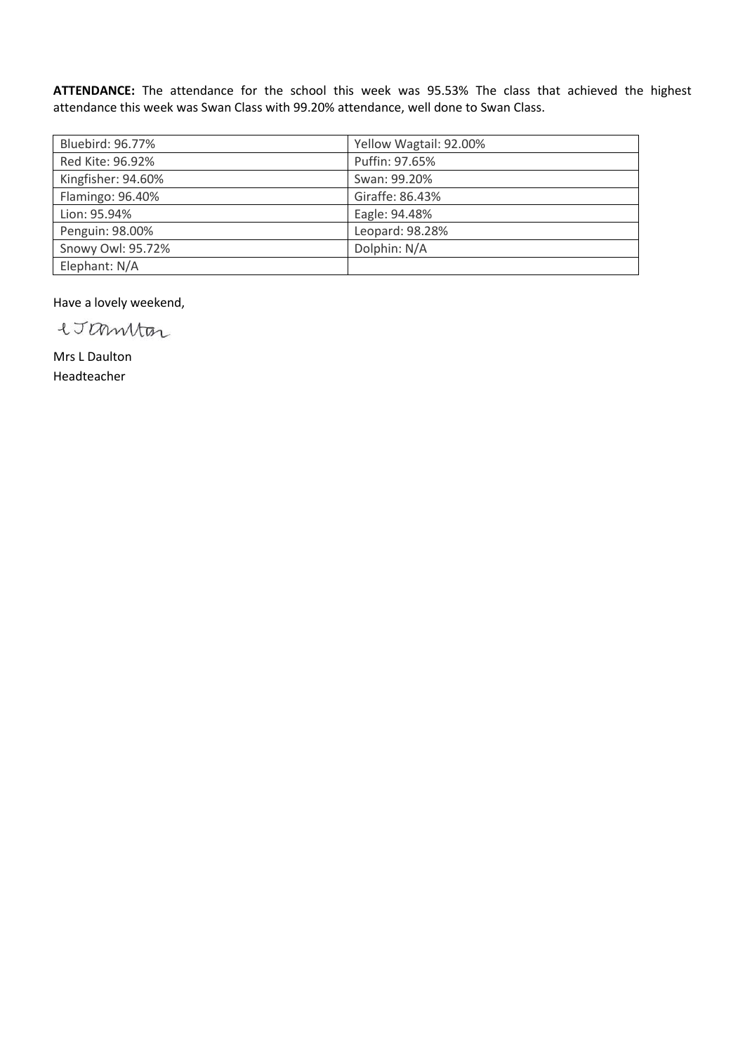**ATTENDANCE:** The attendance for the school this week was 95.53% The class that achieved the highest attendance this week was Swan Class with 99.20% attendance, well done to Swan Class.

| | |
|---|---|
| Bluebird: 96.77% | Yellow Wagtail: 92.00% |
| Red Kite: 96.92% | Puffin: 97.65% |
| Kingfisher: 94.60% | Swan: 99.20% |
| Flamingo: 96.40% | Giraffe: 86.43% |
| Lion: 95.94% | Eagle: 94.48% |
| Penguin: 98.00% | Leopard: 98.28% |
| Snowy Owl: 95.72% | Dolphin: N/A |
| Elephant: N/A | |

Have a lovely weekend,

Mrs L Daulton
Headteacher